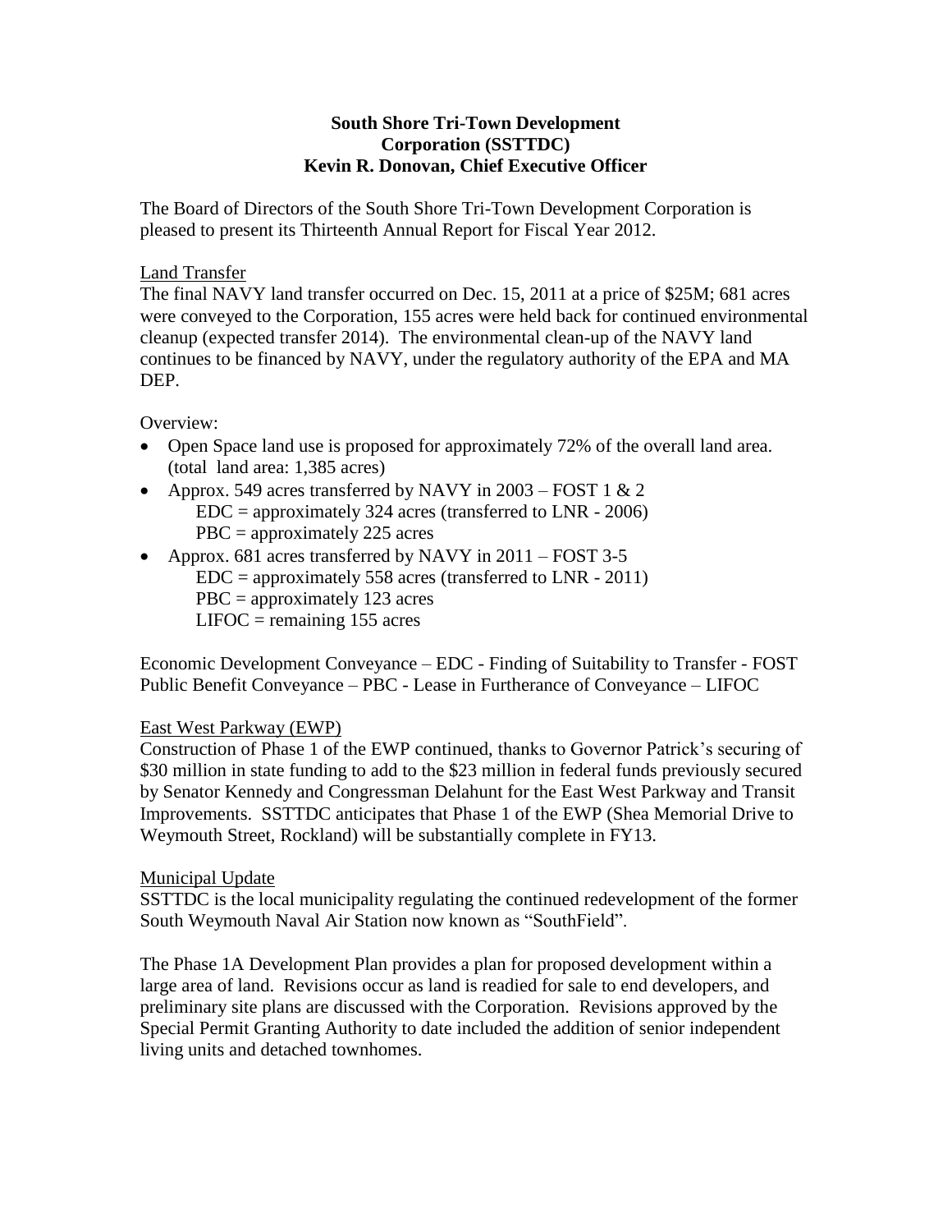**South Shore Tri-Town Development Corporation (SSTTDC)**
**Kevin R. Donovan, Chief Executive Officer**

The Board of Directors of the South Shore Tri-Town Development Corporation is pleased to present its Thirteenth Annual Report for Fiscal Year 2012.

Land Transfer

The final NAVY land transfer occurred on Dec. 15, 2011 at a price of $25M; 681 acres were conveyed to the Corporation, 155 acres were held back for continued environmental cleanup (expected transfer 2014). The environmental clean-up of the NAVY land continues to be financed by NAVY, under the regulatory authority of the EPA and MA DEP.

Overview:

- Open Space land use is proposed for approximately 72% of the overall land area. (total land area: 1,385 acres)
- Approx. 549 acres transferred by NAVY in 2003 – FOST 1 & 2
  EDC = approximately 324 acres (transferred to LNR - 2006)
  PBC = approximately 225 acres
- Approx. 681 acres transferred by NAVY in 2011 – FOST 3-5
  EDC = approximately 558 acres (transferred to LNR - 2011)
  PBC = approximately 123 acres
  LIFOC = remaining 155 acres

Economic Development Conveyance – EDC - Finding of Suitability to Transfer - FOST
Public Benefit Conveyance – PBC - Lease in Furtherance of Conveyance – LIFOC

East West Parkway (EWP)

Construction of Phase 1 of the EWP continued, thanks to Governor Patrick's securing of $30 million in state funding to add to the $23 million in federal funds previously secured by Senator Kennedy and Congressman Delahunt for the East West Parkway and Transit Improvements. SSTTDC anticipates that Phase 1 of the EWP (Shea Memorial Drive to Weymouth Street, Rockland) will be substantially complete in FY13.

Municipal Update

SSTTDC is the local municipality regulating the continued redevelopment of the former South Weymouth Naval Air Station now known as "SouthField".

The Phase 1A Development Plan provides a plan for proposed development within a large area of land. Revisions occur as land is readied for sale to end developers, and preliminary site plans are discussed with the Corporation. Revisions approved by the Special Permit Granting Authority to date included the addition of senior independent living units and detached townhomes.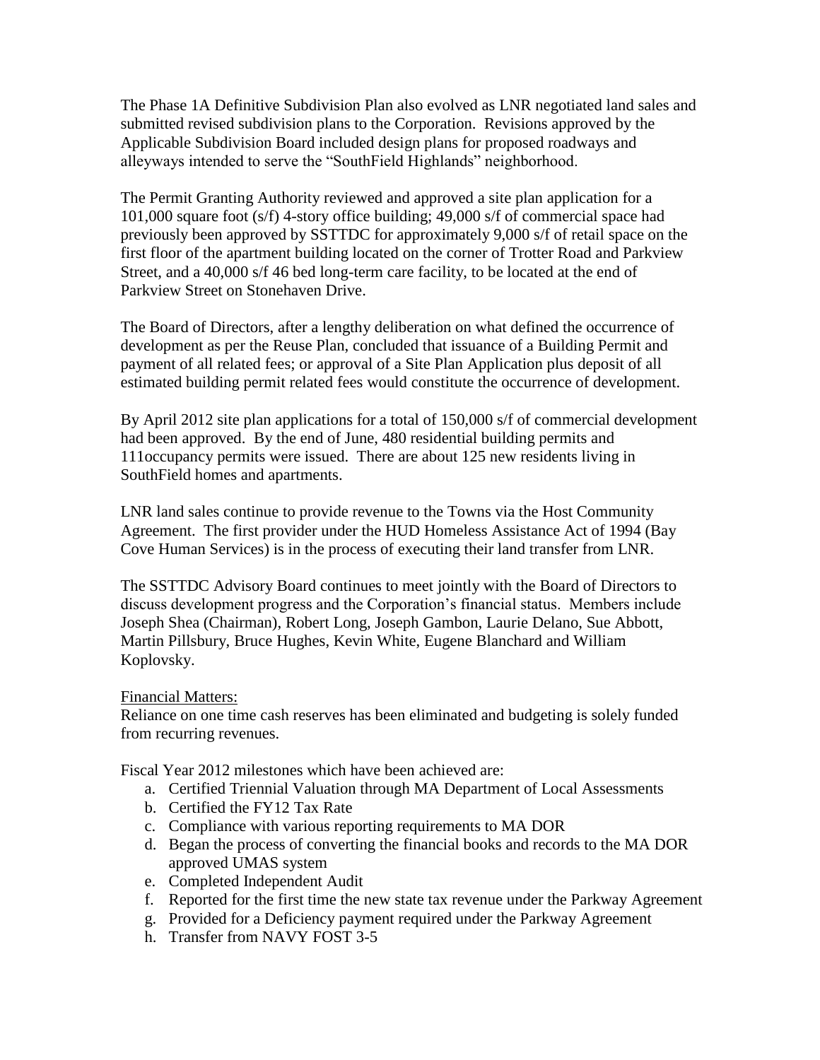The Phase 1A Definitive Subdivision Plan also evolved as LNR negotiated land sales and submitted revised subdivision plans to the Corporation. Revisions approved by the Applicable Subdivision Board included design plans for proposed roadways and alleyways intended to serve the "SouthField Highlands" neighborhood.

The Permit Granting Authority reviewed and approved a site plan application for a 101,000 square foot (s/f) 4-story office building; 49,000 s/f of commercial space had previously been approved by SSTTDC for approximately 9,000 s/f of retail space on the first floor of the apartment building located on the corner of Trotter Road and Parkview Street, and a 40,000 s/f 46 bed long-term care facility, to be located at the end of Parkview Street on Stonehaven Drive.

The Board of Directors, after a lengthy deliberation on what defined the occurrence of development as per the Reuse Plan, concluded that issuance of a Building Permit and payment of all related fees; or approval of a Site Plan Application plus deposit of all estimated building permit related fees would constitute the occurrence of development.

By April 2012 site plan applications for a total of 150,000 s/f of commercial development had been approved. By the end of June, 480 residential building permits and 111occupancy permits were issued. There are about 125 new residents living in SouthField homes and apartments.

LNR land sales continue to provide revenue to the Towns via the Host Community Agreement. The first provider under the HUD Homeless Assistance Act of 1994 (Bay Cove Human Services) is in the process of executing their land transfer from LNR.

The SSTTDC Advisory Board continues to meet jointly with the Board of Directors to discuss development progress and the Corporation's financial status. Members include Joseph Shea (Chairman), Robert Long, Joseph Gambon, Laurie Delano, Sue Abbott, Martin Pillsbury, Bruce Hughes, Kevin White, Eugene Blanchard and William Koplovsky.

Financial Matters:

Reliance on one time cash reserves has been eliminated and budgeting is solely funded from recurring revenues.

Fiscal Year 2012 milestones which have been achieved are:

a. Certified Triennial Valuation through MA Department of Local Assessments
b. Certified the FY12 Tax Rate
c. Compliance with various reporting requirements to MA DOR
d. Began the process of converting the financial books and records to the MA DOR approved UMAS system
e. Completed Independent Audit
f. Reported for the first time the new state tax revenue under the Parkway Agreement
g. Provided for a Deficiency payment required under the Parkway Agreement
h. Transfer from NAVY FOST 3-5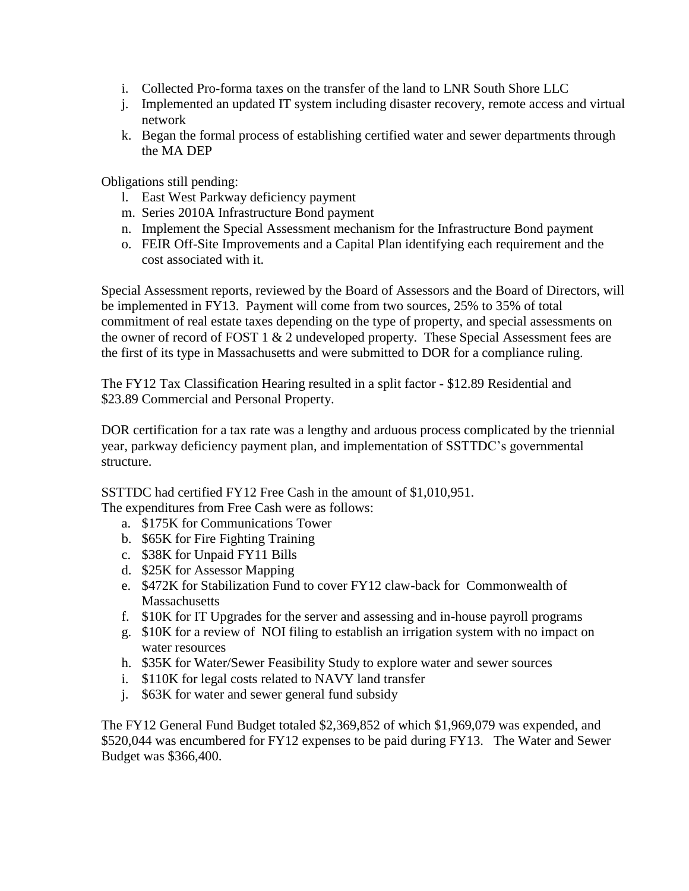i. Collected Pro-forma taxes on the transfer of the land to LNR South Shore LLC
j. Implemented an updated IT system including disaster recovery, remote access and virtual network
k. Began the formal process of establishing certified water and sewer departments through the MA DEP

Obligations still pending:

l. East West Parkway deficiency payment
m. Series 2010A Infrastructure Bond payment
n. Implement the Special Assessment mechanism for the Infrastructure Bond payment
o. FEIR Off-Site Improvements and a Capital Plan identifying each requirement and the cost associated with it.

Special Assessment reports, reviewed by the Board of Assessors and the Board of Directors, will be implemented in FY13. Payment will come from two sources, 25% to 35% of total commitment of real estate taxes depending on the type of property, and special assessments on the owner of record of FOST 1 & 2 undeveloped property. These Special Assessment fees are the first of its type in Massachusetts and were submitted to DOR for a compliance ruling.

The FY12 Tax Classification Hearing resulted in a split factor - $12.89 Residential and $23.89 Commercial and Personal Property.

DOR certification for a tax rate was a lengthy and arduous process complicated by the triennial year, parkway deficiency payment plan, and implementation of SSTTDC's governmental structure.

SSTTDC had certified FY12 Free Cash in the amount of $1,010,951.
The expenditures from Free Cash were as follows:

a. $175K for Communications Tower
b. $65K for Fire Fighting Training
c. $38K for Unpaid FY11 Bills
d. $25K for Assessor Mapping
e. $472K for Stabilization Fund to cover FY12 claw-back for Commonwealth of Massachusetts
f. $10K for IT Upgrades for the server and assessing and in-house payroll programs
g. $10K for a review of NOI filing to establish an irrigation system with no impact on water resources
h. $35K for Water/Sewer Feasibility Study to explore water and sewer sources
i. $110K for legal costs related to NAVY land transfer
j. $63K for water and sewer general fund subsidy

The FY12 General Fund Budget totaled $2,369,852 of which $1,969,079 was expended, and $520,044 was encumbered for FY12 expenses to be paid during FY13. The Water and Sewer Budget was $366,400.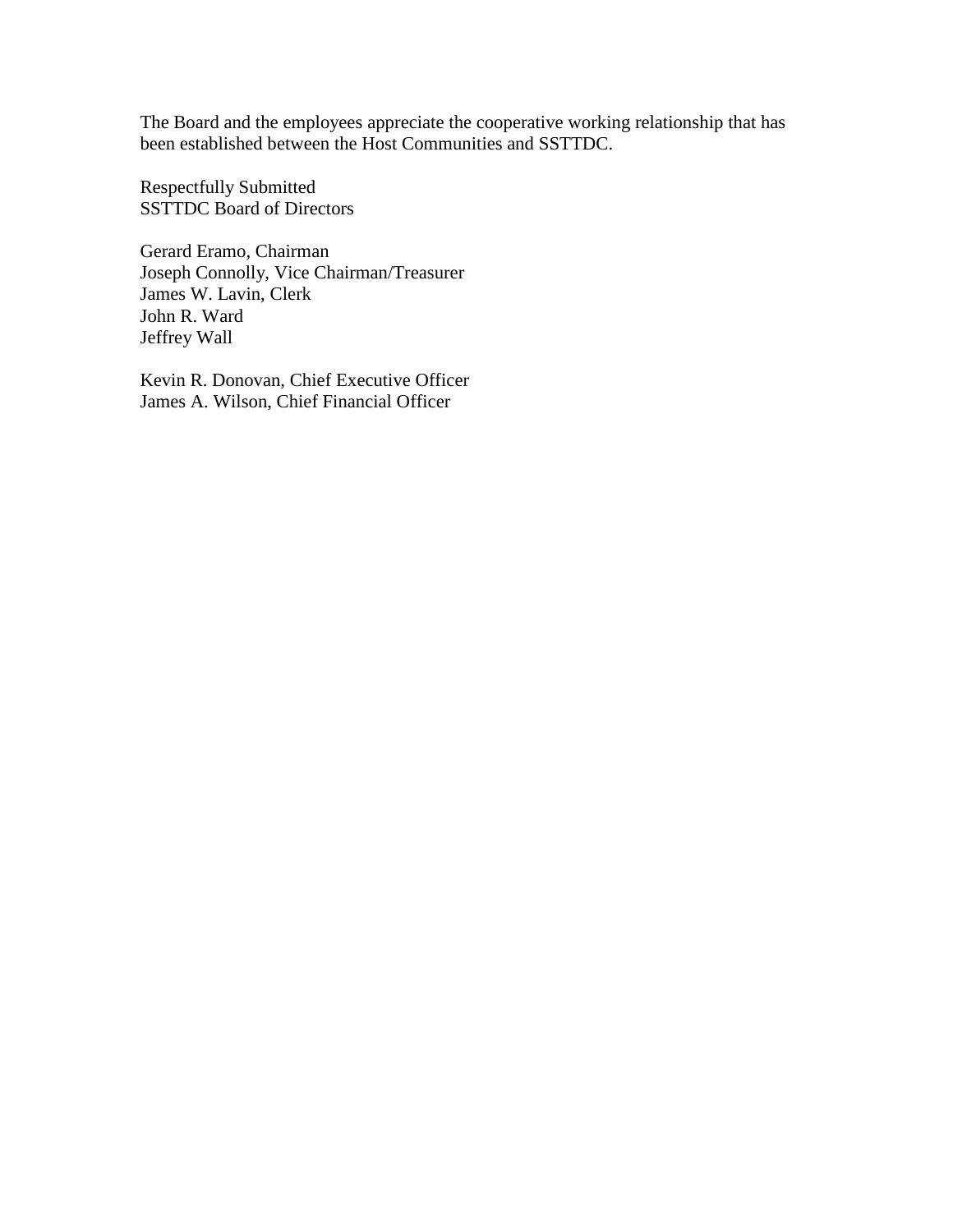The Board and the employees appreciate the cooperative working relationship that has been established between the Host Communities and SSTTDC.

Respectfully Submitted
SSTTDC Board of Directors

Gerard Eramo, Chairman
Joseph Connolly, Vice Chairman/Treasurer
James W. Lavin, Clerk
John R. Ward
Jeffrey Wall

Kevin R. Donovan, Chief Executive Officer
James A. Wilson, Chief Financial Officer